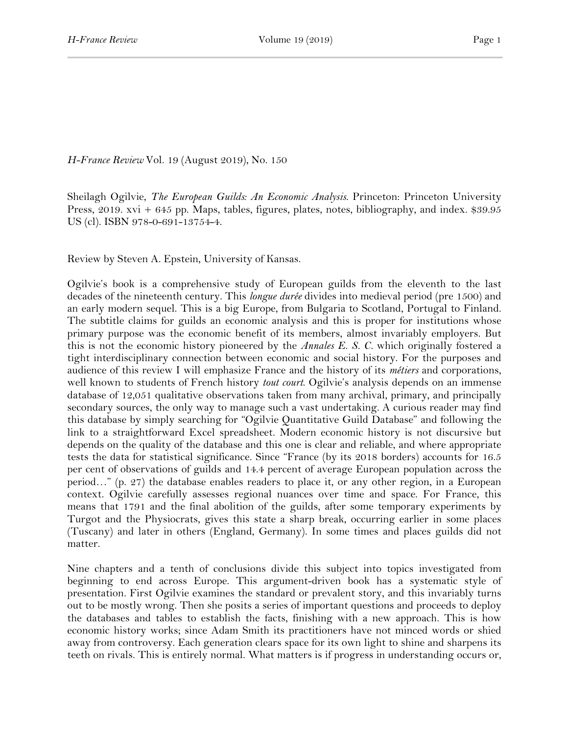*H-France Review* Vol. 19 (August 2019), No. 150

Sheilagh Ogilvie, *The European Guilds: An Economic Analysis*. Princeton: Princeton University Press, 2019. xvi + 645 pp. Maps, tables, figures, plates, notes, bibliography, and index. $39.95 US (cl). ISBN 978-0-691-13754-4.

Review by Steven A. Epstein, University of Kansas.

Ogilvie's book is a comprehensive study of European guilds from the eleventh to the last decades of the nineteenth century. This *longue durée* divides into medieval period (pre 1500) and an early modern sequel. This is a big Europe, from Bulgaria to Scotland, Portugal to Finland. The subtitle claims for guilds an economic analysis and this is proper for institutions whose primary purpose was the economic benefit of its members, almost invariably employers. But this is not the economic history pioneered by the *Annales E. S. C.* which originally fostered a tight interdisciplinary connection between economic and social history. For the purposes and audience of this review I will emphasize France and the history of its *métiers* and corporations, well known to students of French history *tout court*. Ogilvie's analysis depends on an immense database of 12,051 qualitative observations taken from many archival, primary, and principally secondary sources, the only way to manage such a vast undertaking. A curious reader may find this database by simply searching for "Ogilvie Quantitative Guild Database" and following the link to a straightforward Excel spreadsheet. Modern economic history is not discursive but depends on the quality of the database and this one is clear and reliable, and where appropriate tests the data for statistical significance. Since "France (by its 2018 borders) accounts for 16.5 per cent of observations of guilds and 14.4 percent of average European population across the period…" (p. 27) the database enables readers to place it, or any other region, in a European context. Ogilvie carefully assesses regional nuances over time and space. For France, this means that 1791 and the final abolition of the guilds, after some temporary experiments by Turgot and the Physiocrats, gives this state a sharp break, occurring earlier in some places (Tuscany) and later in others (England, Germany). In some times and places guilds did not matter.

Nine chapters and a tenth of conclusions divide this subject into topics investigated from beginning to end across Europe. This argument-driven book has a systematic style of presentation. First Ogilvie examines the standard or prevalent story, and this invariably turns out to be mostly wrong. Then she posits a series of important questions and proceeds to deploy the databases and tables to establish the facts, finishing with a new approach. This is how economic history works; since Adam Smith its practitioners have not minced words or shied away from controversy. Each generation clears space for its own light to shine and sharpens its teeth on rivals. This is entirely normal. What matters is if progress in understanding occurs or,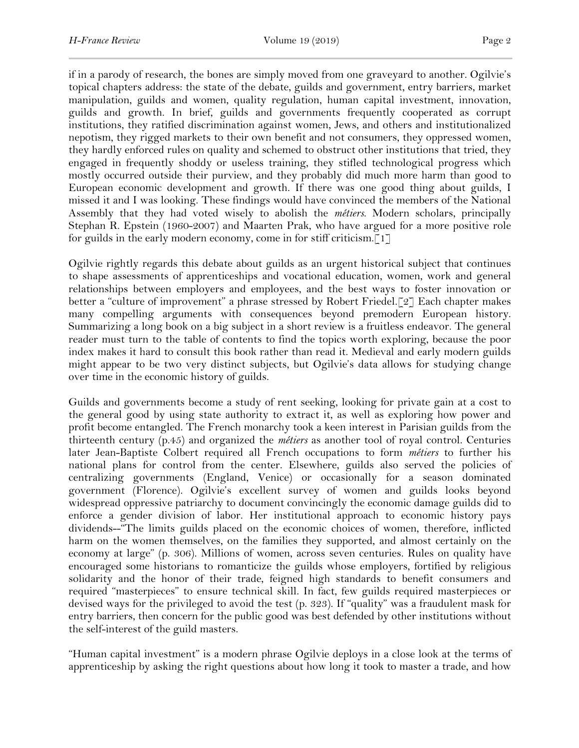if in a parody of research, the bones are simply moved from one graveyard to another. Ogilvie's topical chapters address: the state of the debate, guilds and government, entry barriers, market manipulation, guilds and women, quality regulation, human capital investment, innovation, guilds and growth. In brief, guilds and governments frequently cooperated as corrupt institutions, they ratified discrimination against women, Jews, and others and institutionalized nepotism, they rigged markets to their own benefit and not consumers, they oppressed women, they hardly enforced rules on quality and schemed to obstruct other institutions that tried, they engaged in frequently shoddy or useless training, they stifled technological progress which mostly occurred outside their purview, and they probably did much more harm than good to European economic development and growth. If there was one good thing about guilds, I missed it and I was looking. These findings would have convinced the members of the National Assembly that they had voted wisely to abolish the *métiers*. Modern scholars, principally Stephan R. Epstein (1960-2007) and Maarten Prak, who have argued for a more positive role for guilds in the early modern economy, come in for stiff criticism.[1]

Ogilvie rightly regards this debate about guilds as an urgent historical subject that continues to shape assessments of apprenticeships and vocational education, women, work and general relationships between employers and employees, and the best ways to foster innovation or better a "culture of improvement" a phrase stressed by Robert Friedel.[2] Each chapter makes many compelling arguments with consequences beyond premodern European history. Summarizing a long book on a big subject in a short review is a fruitless endeavor. The general reader must turn to the table of contents to find the topics worth exploring, because the poor index makes it hard to consult this book rather than read it. Medieval and early modern guilds might appear to be two very distinct subjects, but Ogilvie's data allows for studying change over time in the economic history of guilds.

Guilds and governments become a study of rent seeking, looking for private gain at a cost to the general good by using state authority to extract it, as well as exploring how power and profit become entangled. The French monarchy took a keen interest in Parisian guilds from the thirteenth century (p.45) and organized the *métiers* as another tool of royal control. Centuries later Jean-Baptiste Colbert required all French occupations to form *métiers* to further his national plans for control from the center. Elsewhere, guilds also served the policies of centralizing governments (England, Venice) or occasionally for a season dominated government (Florence). Ogilvie's excellent survey of women and guilds looks beyond widespread oppressive patriarchy to document convincingly the economic damage guilds did to enforce a gender division of labor. Her institutional approach to economic history pays dividends--"The limits guilds placed on the economic choices of women, therefore, inflicted harm on the women themselves, on the families they supported, and almost certainly on the economy at large" (p. 306). Millions of women, across seven centuries. Rules on quality have encouraged some historians to romanticize the guilds whose employers, fortified by religious solidarity and the honor of their trade, feigned high standards to benefit consumers and required "masterpieces" to ensure technical skill. In fact, few guilds required masterpieces or devised ways for the privileged to avoid the test (p. 323). If "quality" was a fraudulent mask for entry barriers, then concern for the public good was best defended by other institutions without the self-interest of the guild masters.

"Human capital investment" is a modern phrase Ogilvie deploys in a close look at the terms of apprenticeship by asking the right questions about how long it took to master a trade, and how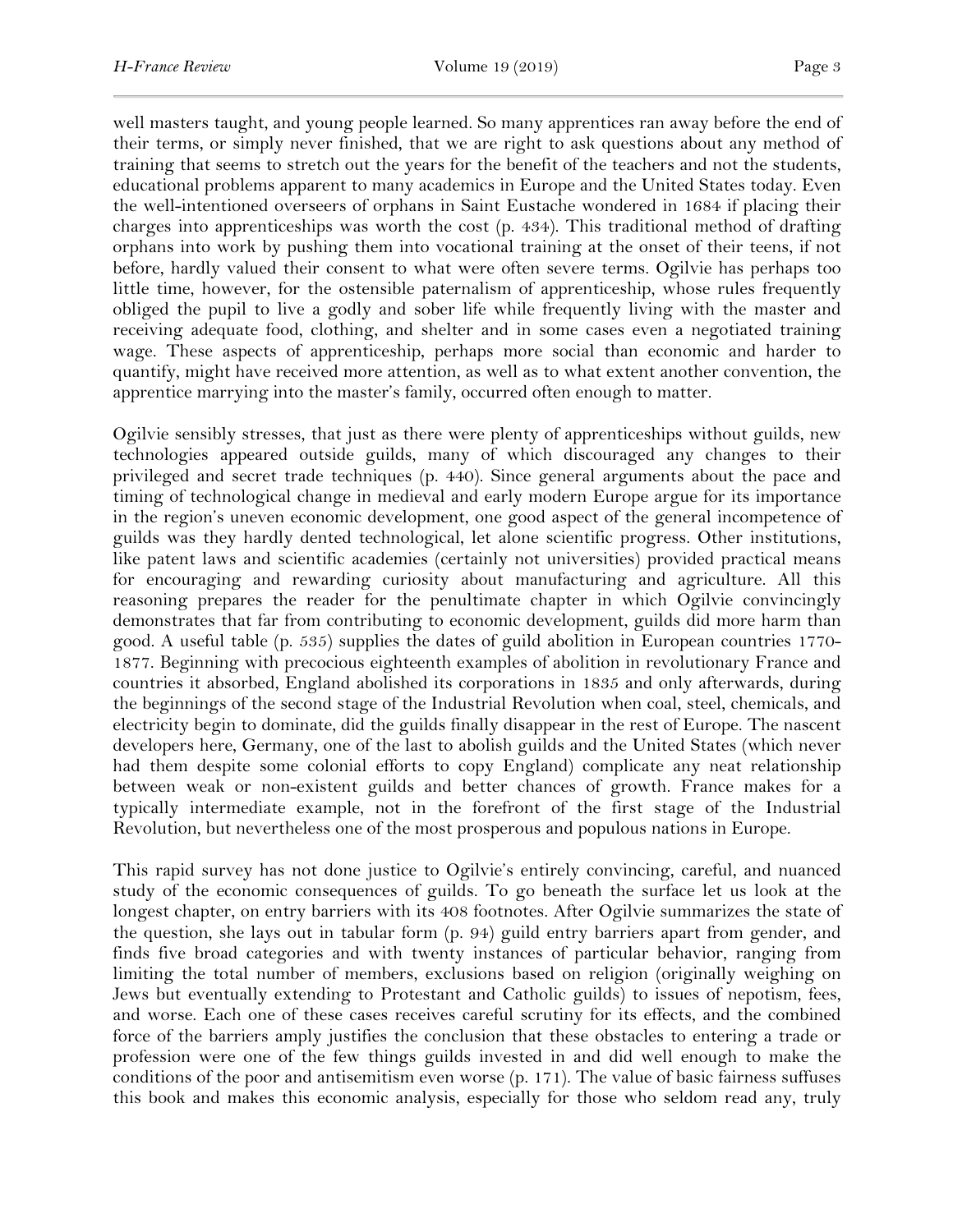well masters taught, and young people learned. So many apprentices ran away before the end of their terms, or simply never finished, that we are right to ask questions about any method of training that seems to stretch out the years for the benefit of the teachers and not the students, educational problems apparent to many academics in Europe and the United States today. Even the well-intentioned overseers of orphans in Saint Eustache wondered in 1684 if placing their charges into apprenticeships was worth the cost (p. 434). This traditional method of drafting orphans into work by pushing them into vocational training at the onset of their teens, if not before, hardly valued their consent to what were often severe terms. Ogilvie has perhaps too little time, however, for the ostensible paternalism of apprenticeship, whose rules frequently obliged the pupil to live a godly and sober life while frequently living with the master and receiving adequate food, clothing, and shelter and in some cases even a negotiated training wage. These aspects of apprenticeship, perhaps more social than economic and harder to quantify, might have received more attention, as well as to what extent another convention, the apprentice marrying into the master's family, occurred often enough to matter.

Ogilvie sensibly stresses, that just as there were plenty of apprenticeships without guilds, new technologies appeared outside guilds, many of which discouraged any changes to their privileged and secret trade techniques (p. 440). Since general arguments about the pace and timing of technological change in medieval and early modern Europe argue for its importance in the region's uneven economic development, one good aspect of the general incompetence of guilds was they hardly dented technological, let alone scientific progress. Other institutions, like patent laws and scientific academies (certainly not universities) provided practical means for encouraging and rewarding curiosity about manufacturing and agriculture. All this reasoning prepares the reader for the penultimate chapter in which Ogilvie convincingly demonstrates that far from contributing to economic development, guilds did more harm than good. A useful table (p. 535) supplies the dates of guild abolition in European countries 1770-1877. Beginning with precocious eighteenth examples of abolition in revolutionary France and countries it absorbed, England abolished its corporations in 1835 and only afterwards, during the beginnings of the second stage of the Industrial Revolution when coal, steel, chemicals, and electricity begin to dominate, did the guilds finally disappear in the rest of Europe. The nascent developers here, Germany, one of the last to abolish guilds and the United States (which never had them despite some colonial efforts to copy England) complicate any neat relationship between weak or non-existent guilds and better chances of growth. France makes for a typically intermediate example, not in the forefront of the first stage of the Industrial Revolution, but nevertheless one of the most prosperous and populous nations in Europe.

This rapid survey has not done justice to Ogilvie's entirely convincing, careful, and nuanced study of the economic consequences of guilds. To go beneath the surface let us look at the longest chapter, on entry barriers with its 408 footnotes. After Ogilvie summarizes the state of the question, she lays out in tabular form (p. 94) guild entry barriers apart from gender, and finds five broad categories and with twenty instances of particular behavior, ranging from limiting the total number of members, exclusions based on religion (originally weighing on Jews but eventually extending to Protestant and Catholic guilds) to issues of nepotism, fees, and worse. Each one of these cases receives careful scrutiny for its effects, and the combined force of the barriers amply justifies the conclusion that these obstacles to entering a trade or profession were one of the few things guilds invested in and did well enough to make the conditions of the poor and antisemitism even worse (p. 171). The value of basic fairness suffuses this book and makes this economic analysis, especially for those who seldom read any, truly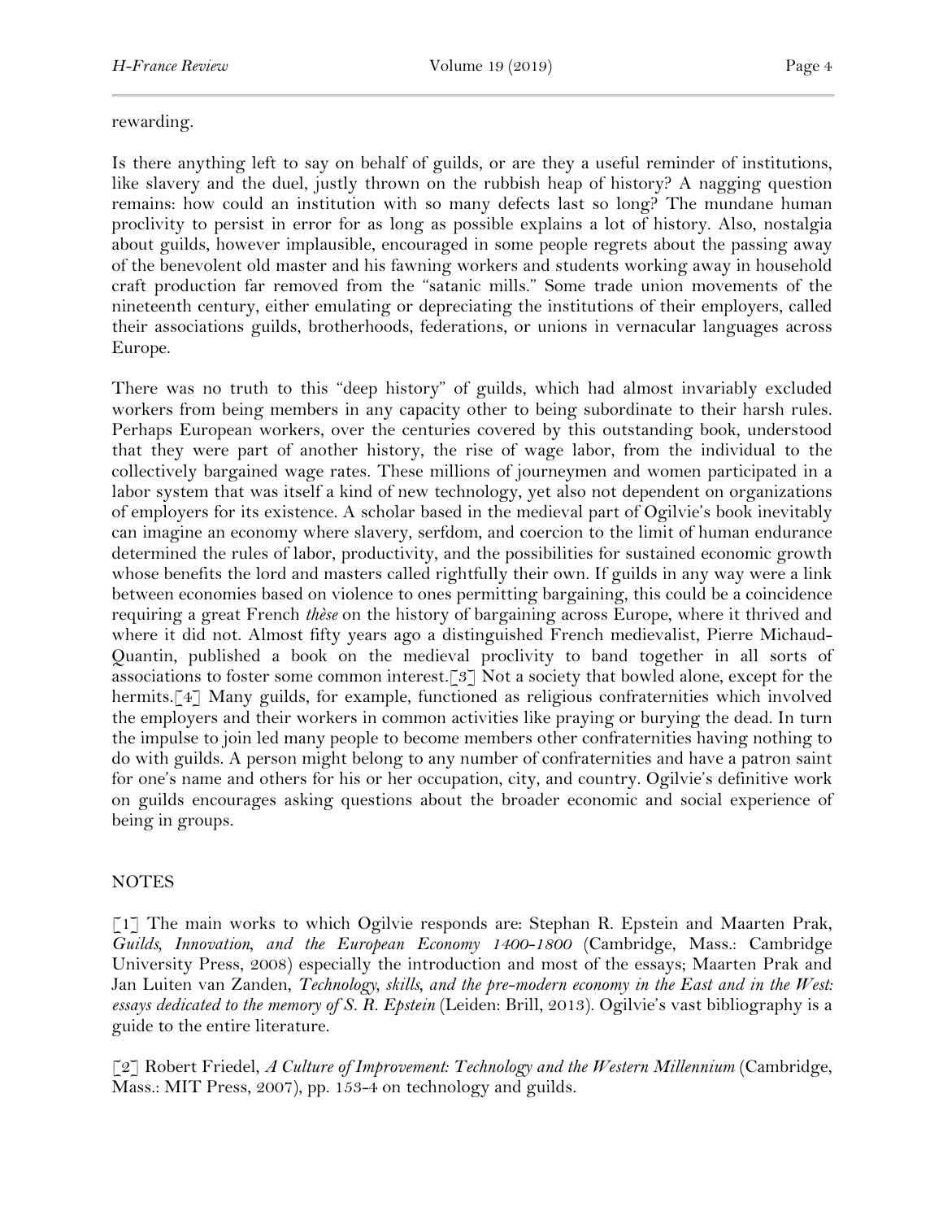rewarding.

Is there anything left to say on behalf of guilds, or are they a useful reminder of institutions, like slavery and the duel, justly thrown on the rubbish heap of history? A nagging question remains: how could an institution with so many defects last so long? The mundane human proclivity to persist in error for as long as possible explains a lot of history. Also, nostalgia about guilds, however implausible, encouraged in some people regrets about the passing away of the benevolent old master and his fawning workers and students working away in household craft production far removed from the "satanic mills." Some trade union movements of the nineteenth century, either emulating or depreciating the institutions of their employers, called their associations guilds, brotherhoods, federations, or unions in vernacular languages across Europe.

There was no truth to this "deep history" of guilds, which had almost invariably excluded workers from being members in any capacity other to being subordinate to their harsh rules. Perhaps European workers, over the centuries covered by this outstanding book, understood that they were part of another history, the rise of wage labor, from the individual to the collectively bargained wage rates. These millions of journeymen and women participated in a labor system that was itself a kind of new technology, yet also not dependent on organizations of employers for its existence. A scholar based in the medieval part of Ogilvie's book inevitably can imagine an economy where slavery, serfdom, and coercion to the limit of human endurance determined the rules of labor, productivity, and the possibilities for sustained economic growth whose benefits the lord and masters called rightfully their own. If guilds in any way were a link between economies based on violence to ones permitting bargaining, this could be a coincidence requiring a great French *thèse* on the history of bargaining across Europe, where it thrived and where it did not. Almost fifty years ago a distinguished French medievalist, Pierre Michaud-Quantin, published a book on the medieval proclivity to band together in all sorts of associations to foster some common interest.[3] Not a society that bowled alone, except for the hermits.[4] Many guilds, for example, functioned as religious confraternities which involved the employers and their workers in common activities like praying or burying the dead. In turn the impulse to join led many people to become members other confraternities having nothing to do with guilds. A person might belong to any number of confraternities and have a patron saint for one's name and others for his or her occupation, city, and country. Ogilvie's definitive work on guilds encourages asking questions about the broader economic and social experience of being in groups.

NOTES

[1] The main works to which Ogilvie responds are: Stephan R. Epstein and Maarten Prak, *Guilds, Innovation, and the European Economy 1400-1800* (Cambridge, Mass.: Cambridge University Press, 2008) especially the introduction and most of the essays; Maarten Prak and Jan Luiten van Zanden, *Technology, skills, and the pre-modern economy in the East and in the West: essays dedicated to the memory of S. R. Epstein* (Leiden: Brill, 2013). Ogilvie's vast bibliography is a guide to the entire literature.

[2] Robert Friedel, *A Culture of Improvement: Technology and the Western Millennium* (Cambridge, Mass.: MIT Press, 2007), pp. 153-4 on technology and guilds.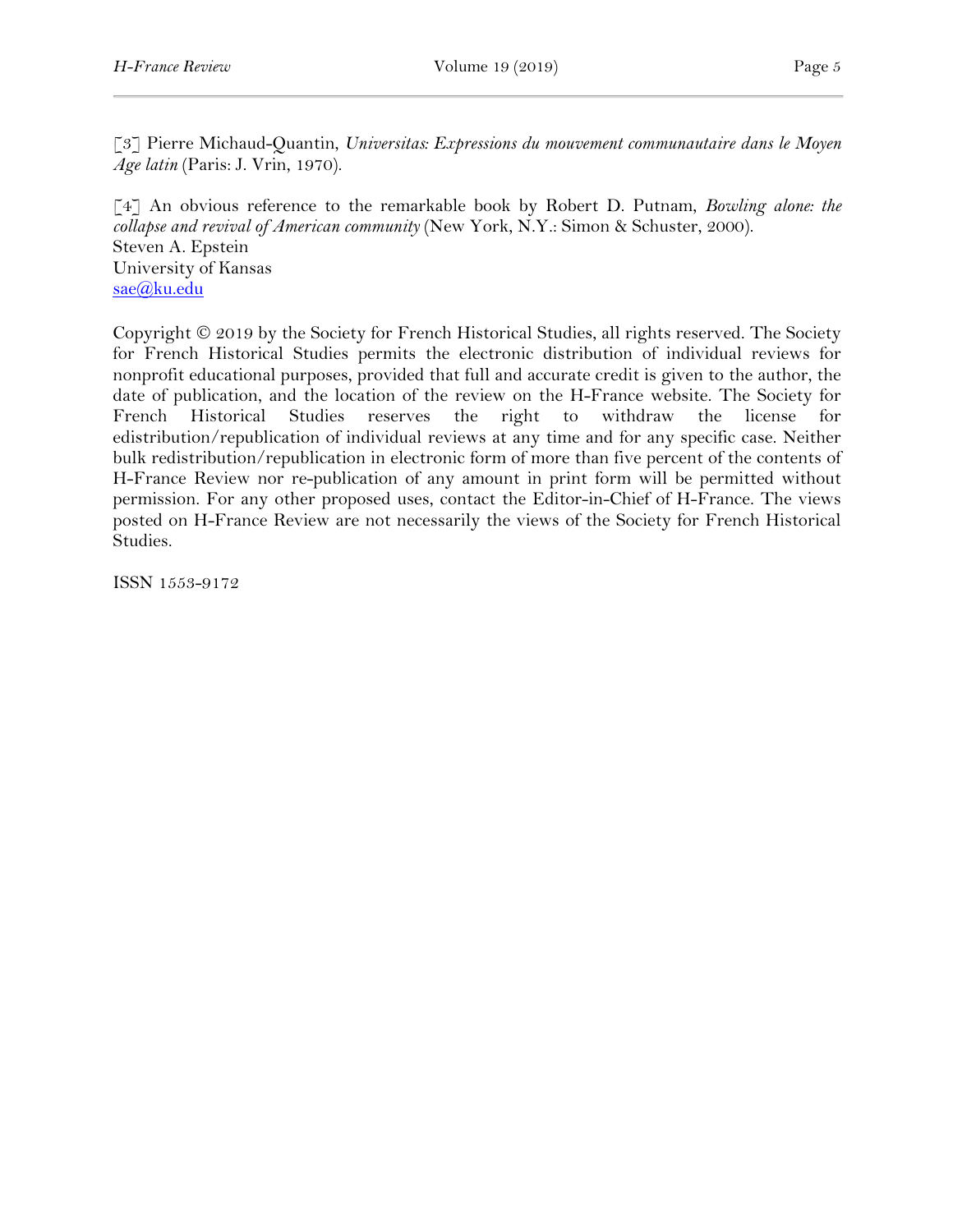[3] Pierre Michaud-Quantin, *Universitas: Expressions du mouvement communautaire dans le Moyen Age latin* (Paris: J. Vrin, 1970).

[4] An obvious reference to the remarkable book by Robert D. Putnam, *Bowling alone: the collapse and revival of American community* (New York, N.Y.: Simon & Schuster, 2000).

Steven A. Epstein  
University of Kansas  
sae@ku.edu

Copyright © 2019 by the Society for French Historical Studies, all rights reserved. The Society for French Historical Studies permits the electronic distribution of individual reviews for nonprofit educational purposes, provided that full and accurate credit is given to the author, the date of publication, and the location of the review on the H-France website. The Society for French Historical Studies reserves the right to withdraw the license for edistribution/republication of individual reviews at any time and for any specific case. Neither bulk redistribution/republication in electronic form of more than five percent of the contents of H-France Review nor re-publication of any amount in print form will be permitted without permission. For any other proposed uses, contact the Editor-in-Chief of H-France. The views posted on H-France Review are not necessarily the views of the Society for French Historical Studies.

ISSN 1553-9172